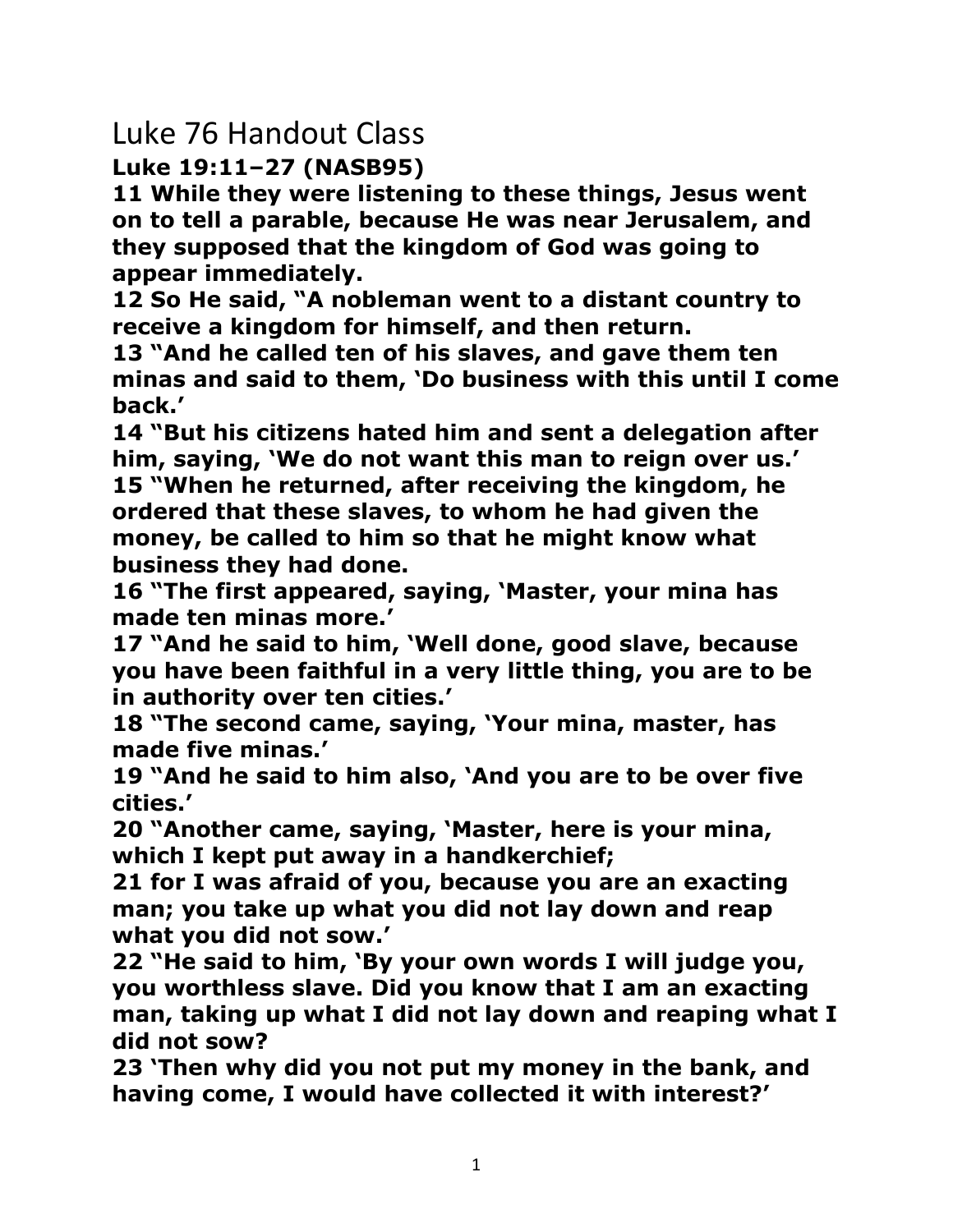# Luke 76 Handout Class

**Luke 19:11–27 (NASB95)**

**11 While they were listening to these things, Jesus went on to tell a parable, because He was near Jerusalem, and they supposed that the kingdom of God was going to appear immediately.**

**12 So He said, "A nobleman went to a distant country to receive a kingdom for himself, and then return.**

**13 "And he called ten of his slaves, and gave them ten minas and said to them, 'Do business with this until I come back.'**

**14 "But his citizens hated him and sent a delegation after him, saying, 'We do not want this man to reign over us.'**

**15 "When he returned, after receiving the kingdom, he ordered that these slaves, to whom he had given the money, be called to him so that he might know what business they had done.**

**16 "The first appeared, saying, 'Master, your mina has made ten minas more.'**

**17 "And he said to him, 'Well done, good slave, because you have been faithful in a very little thing, you are to be in authority over ten cities.'**

**18 "The second came, saying, 'Your mina, master, has made five minas.'**

**19 "And he said to him also, 'And you are to be over five cities.'**

**20 "Another came, saying, 'Master, here is your mina, which I kept put away in a handkerchief;**

**21 for I was afraid of you, because you are an exacting man; you take up what you did not lay down and reap what you did not sow.'**

**22 "He said to him, 'By your own words I will judge you, you worthless slave. Did you know that I am an exacting man, taking up what I did not lay down and reaping what I did not sow?**

**23 'Then why did you not put my money in the bank, and having come, I would have collected it with interest?'**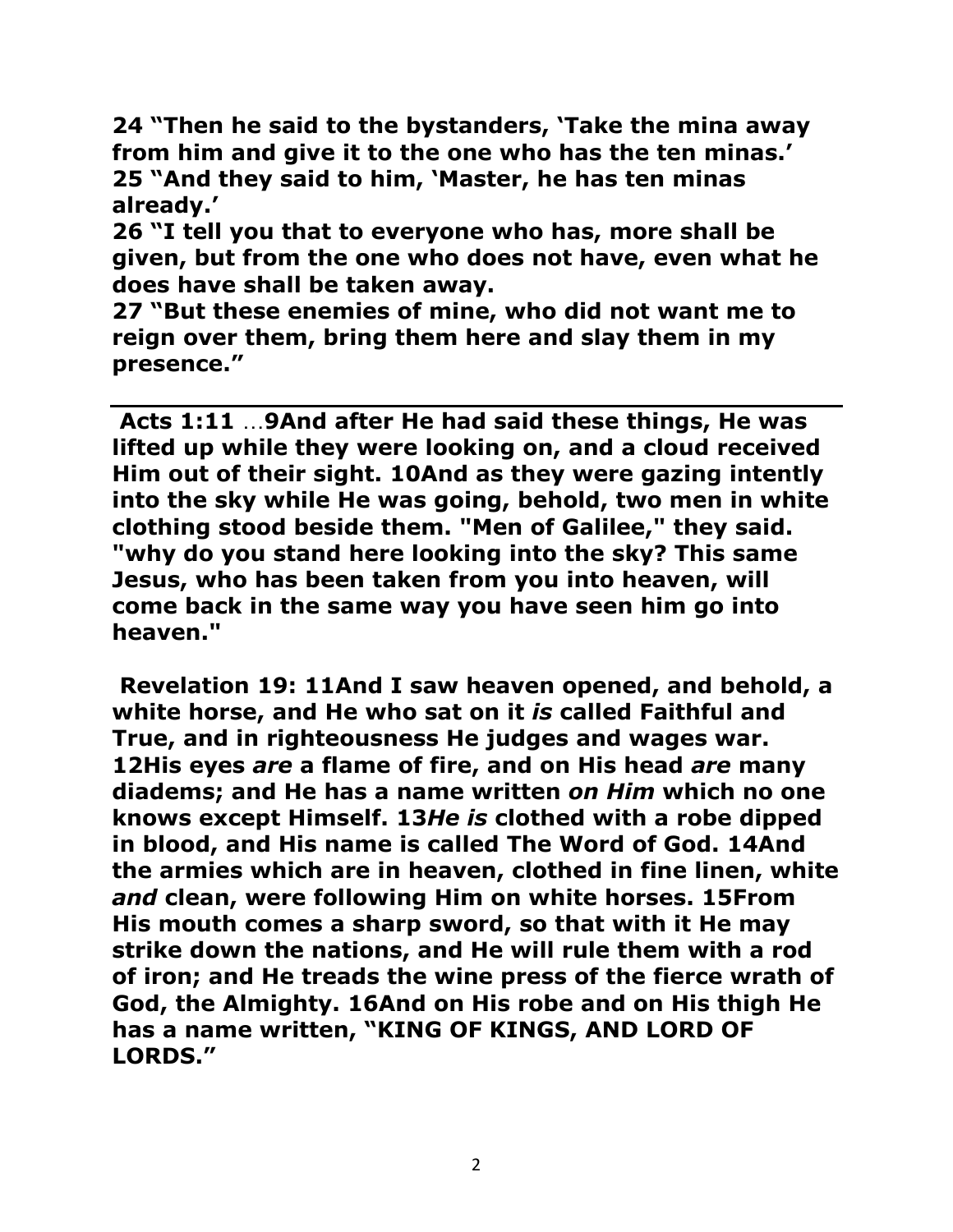**24 "Then he said to the bystanders, 'Take the mina away from him and give it to the one who has the ten minas.'**
**25 "And they said to him, 'Master, he has ten minas already.'**
**26 "I tell you that to everyone who has, more shall be given, but from the one who does not have, even what he does have shall be taken away.**
**27 "But these enemies of mine, who did not want me to reign over them, bring them here and slay them in my presence."**

---

**Acts 1:11 …9And after He had said these things, He was lifted up while they were looking on, and a cloud received Him out of their sight. 10And as they were gazing intently into the sky while He was going, behold, two men in white clothing stood beside them. "Men of Galilee," they said. "why do you stand here looking into the sky? This same Jesus, who has been taken from you into heaven, will come back in the same way you have seen him go into heaven."**

**Revelation 19: 11And I saw heaven opened, and behold, a white horse, and He who sat on it *is* called Faithful and True, and in righteousness He judges and wages war. 12His eyes *are* a flame of fire, and on His head *are* many diadems; and He has a name written *on Him* which no one knows except Himself. 13*He is* clothed with a robe dipped in blood, and His name is called The Word of God. 14And the armies which are in heaven, clothed in fine linen, white *and* clean, were following Him on white horses. 15From His mouth comes a sharp sword, so that with it He may strike down the nations, and He will rule them with a rod of iron; and He treads the wine press of the fierce wrath of God, the Almighty. 16And on His robe and on His thigh He has a name written, "KING OF KINGS, AND LORD OF LORDS."**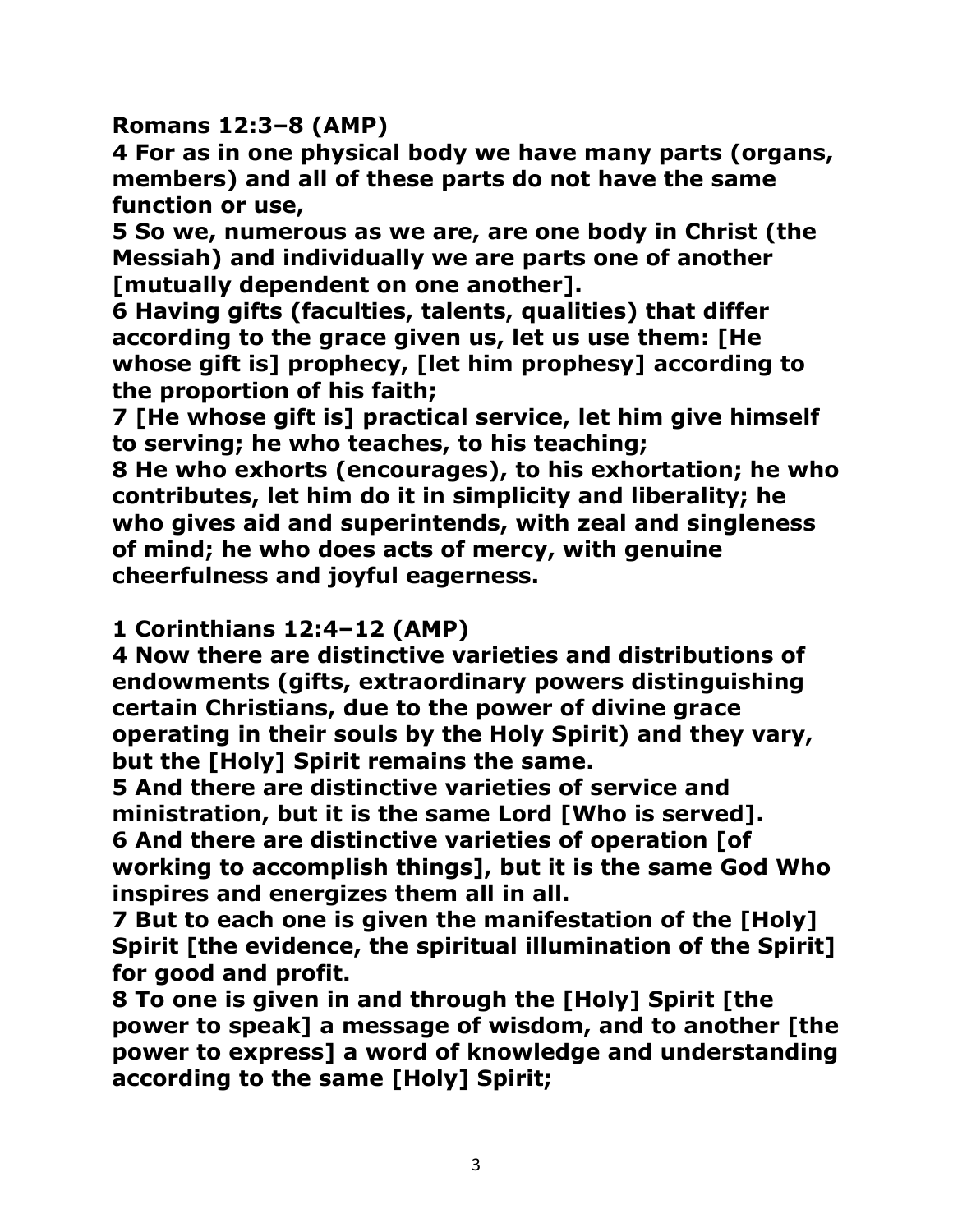**Romans 12:3–8 (AMP)**

**4 For as in one physical body we have many parts (organs, members) and all of these parts do not have the same function or use,**

**5 So we, numerous as we are, are one body in Christ (the Messiah) and individually we are parts one of another [mutually dependent on one another].**

**6 Having gifts (faculties, talents, qualities) that differ according to the grace given us, let us use them: [He whose gift is] prophecy, [let him prophesy] according to the proportion of his faith;**

**7 [He whose gift is] practical service, let him give himself to serving; he who teaches, to his teaching;**

**8 He who exhorts (encourages), to his exhortation; he who contributes, let him do it in simplicity and liberality; he who gives aid and superintends, with zeal and singleness of mind; he who does acts of mercy, with genuine cheerfulness and joyful eagerness.**

**1 Corinthians 12:4–12 (AMP)**

**4 Now there are distinctive varieties and distributions of endowments (gifts, extraordinary powers distinguishing certain Christians, due to the power of divine grace operating in their souls by the Holy Spirit) and they vary, but the [Holy] Spirit remains the same.**

**5 And there are distinctive varieties of service and ministration, but it is the same Lord [Who is served].**

**6 And there are distinctive varieties of operation [of working to accomplish things], but it is the same God Who inspires and energizes them all in all.**

**7 But to each one is given the manifestation of the [Holy] Spirit [the evidence, the spiritual illumination of the Spirit] for good and profit.**

**8 To one is given in and through the [Holy] Spirit [the power to speak] a message of wisdom, and to another [the power to express] a word of knowledge and understanding according to the same [Holy] Spirit;**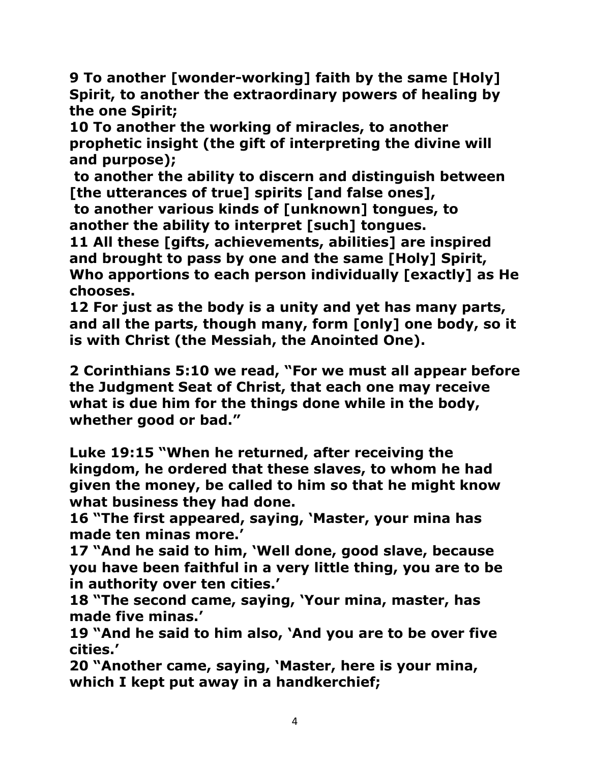**9 To another [wonder-working] faith by the same [Holy] Spirit, to another the extraordinary powers of healing by the one Spirit;**
**10 To another the working of miracles, to another prophetic insight (the gift of interpreting the divine will and purpose);**
**to another the ability to discern and distinguish between [the utterances of true] spirits [and false ones],**
**to another various kinds of [unknown] tongues, to another the ability to interpret [such] tongues.**
**11 All these [gifts, achievements, abilities] are inspired and brought to pass by one and the same [Holy] Spirit, Who apportions to each person individually [exactly] as He chooses.**
**12 For just as the body is a unity and yet has many parts, and all the parts, though many, form [only] one body, so it is with Christ (the Messiah, the Anointed One).**

**2 Corinthians 5:10 we read, "For we must all appear before the Judgment Seat of Christ, that each one may receive what is due him for the things done while in the body, whether good or bad."**

**Luke 19:15 "When he returned, after receiving the kingdom, he ordered that these slaves, to whom he had given the money, be called to him so that he might know what business they had done.**
**16 "The first appeared, saying, 'Master, your mina has made ten minas more.'**
**17 "And he said to him, 'Well done, good slave, because you have been faithful in a very little thing, you are to be in authority over ten cities.'**
**18 "The second came, saying, 'Your mina, master, has made five minas.'**
**19 "And he said to him also, 'And you are to be over five cities.'**
**20 "Another came, saying, 'Master, here is your mina, which I kept put away in a handkerchief;**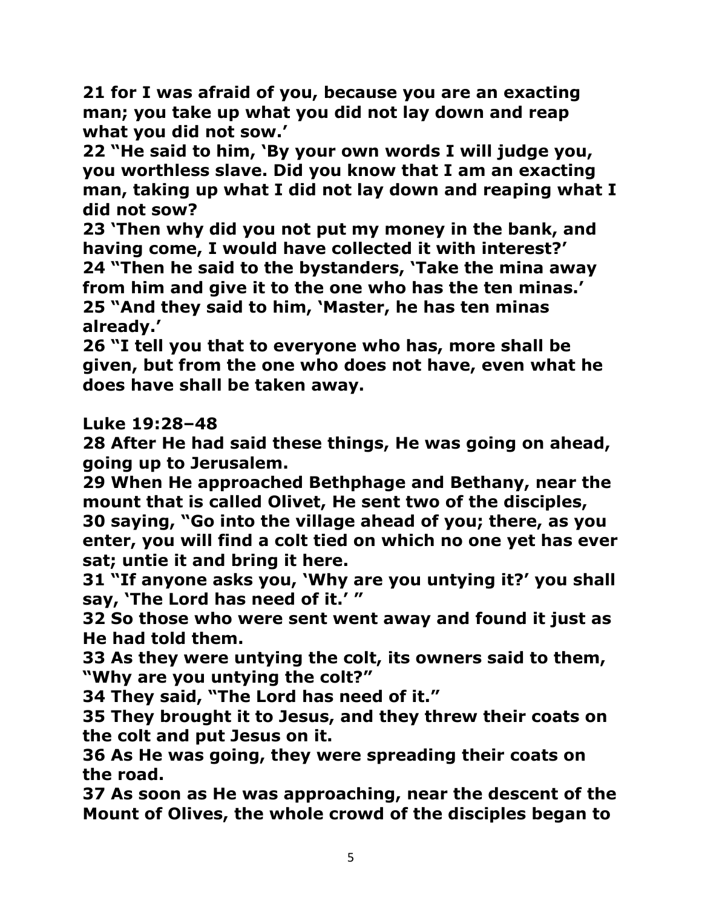**21 for I was afraid of you, because you are an exacting man; you take up what you did not lay down and reap what you did not sow.'**
**22 "He said to him, 'By your own words I will judge you, you worthless slave. Did you know that I am an exacting man, taking up what I did not lay down and reaping what I did not sow?**
**23 'Then why did you not put my money in the bank, and having come, I would have collected it with interest?'**
**24 "Then he said to the bystanders, 'Take the mina away from him and give it to the one who has the ten minas.'**
**25 "And they said to him, 'Master, he has ten minas already.'**
**26 "I tell you that to everyone who has, more shall be given, but from the one who does not have, even what he does have shall be taken away.**

**Luke 19:28–48**
**28 After He had said these things, He was going on ahead, going up to Jerusalem.**
**29 When He approached Bethphage and Bethany, near the mount that is called Olivet, He sent two of the disciples,**
**30 saying, "Go into the village ahead of you; there, as you enter, you will find a colt tied on which no one yet has ever sat; untie it and bring it here.**
**31 "If anyone asks you, 'Why are you untying it?' you shall say, 'The Lord has need of it.' "**
**32 So those who were sent went away and found it just as He had told them.**
**33 As they were untying the colt, its owners said to them, "Why are you untying the colt?"**
**34 They said, "The Lord has need of it."**
**35 They brought it to Jesus, and they threw their coats on the colt and put Jesus on it.**
**36 As He was going, they were spreading their coats on the road.**
**37 As soon as He was approaching, near the descent of the Mount of Olives, the whole crowd of the disciples began to**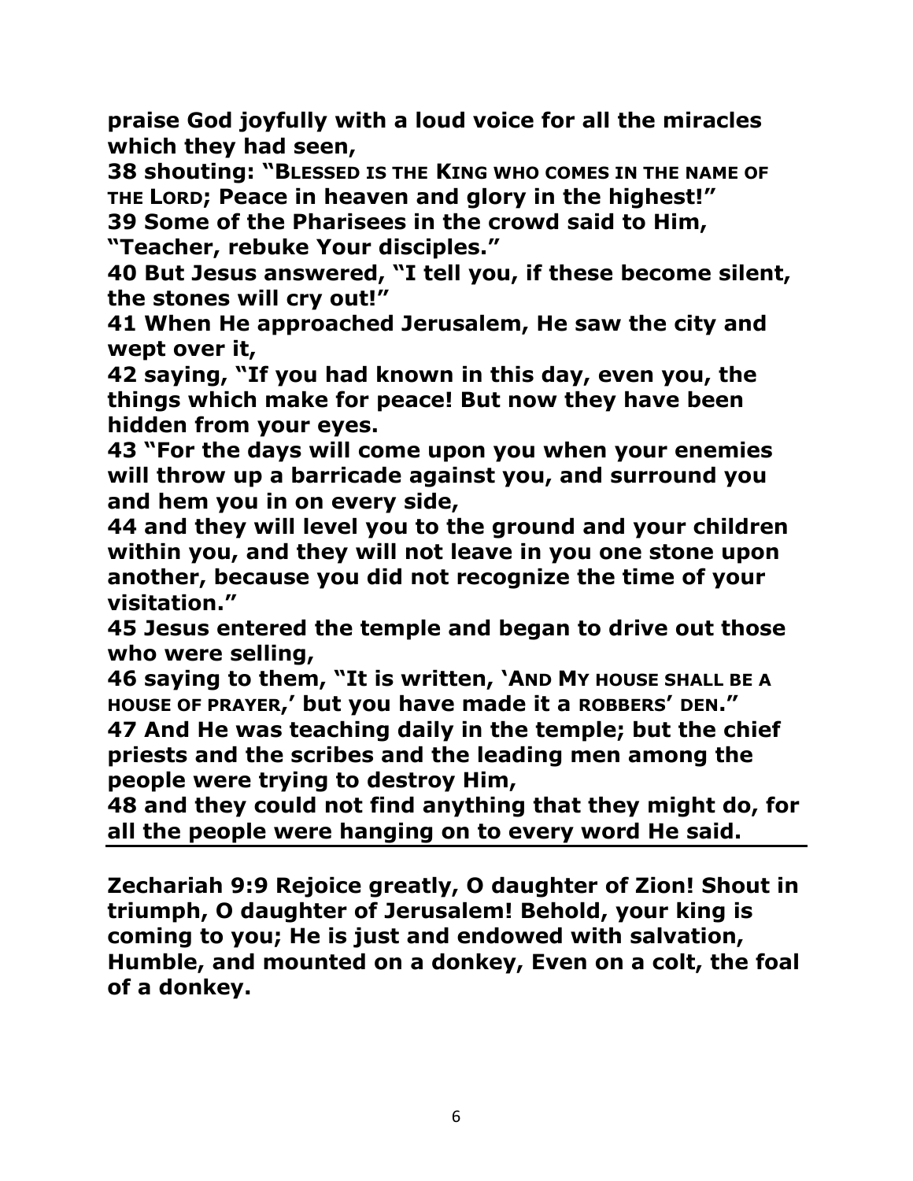**praise God joyfully with a loud voice for all the miracles which they had seen,**

**38 shouting: "BLESSED IS THE KING WHO COMES IN THE NAME OF THE LORD; Peace in heaven and glory in the highest!"**

**39 Some of the Pharisees in the crowd said to Him, "Teacher, rebuke Your disciples."**

**40 But Jesus answered, "I tell you, if these become silent, the stones will cry out!"**

**41 When He approached Jerusalem, He saw the city and wept over it,**

**42 saying, "If you had known in this day, even you, the things which make for peace! But now they have been hidden from your eyes.**

**43 "For the days will come upon you when your enemies will throw up a barricade against you, and surround you and hem you in on every side,**

**44 and they will level you to the ground and your children within you, and they will not leave in you one stone upon another, because you did not recognize the time of your visitation."**

**45 Jesus entered the temple and began to drive out those who were selling,**

**46 saying to them, "It is written, 'AND MY HOUSE SHALL BE A HOUSE OF PRAYER,' but you have made it a ROBBERS' DEN."**

**47 And He was teaching daily in the temple; but the chief priests and the scribes and the leading men among the people were trying to destroy Him,**

**48 and they could not find anything that they might do, for all the people were hanging on to every word He said.**

---

**Zechariah 9:9 Rejoice greatly, O daughter of Zion! Shout in triumph, O daughter of Jerusalem! Behold, your king is coming to you; He is just and endowed with salvation, Humble, and mounted on a donkey, Even on a colt, the foal of a donkey.**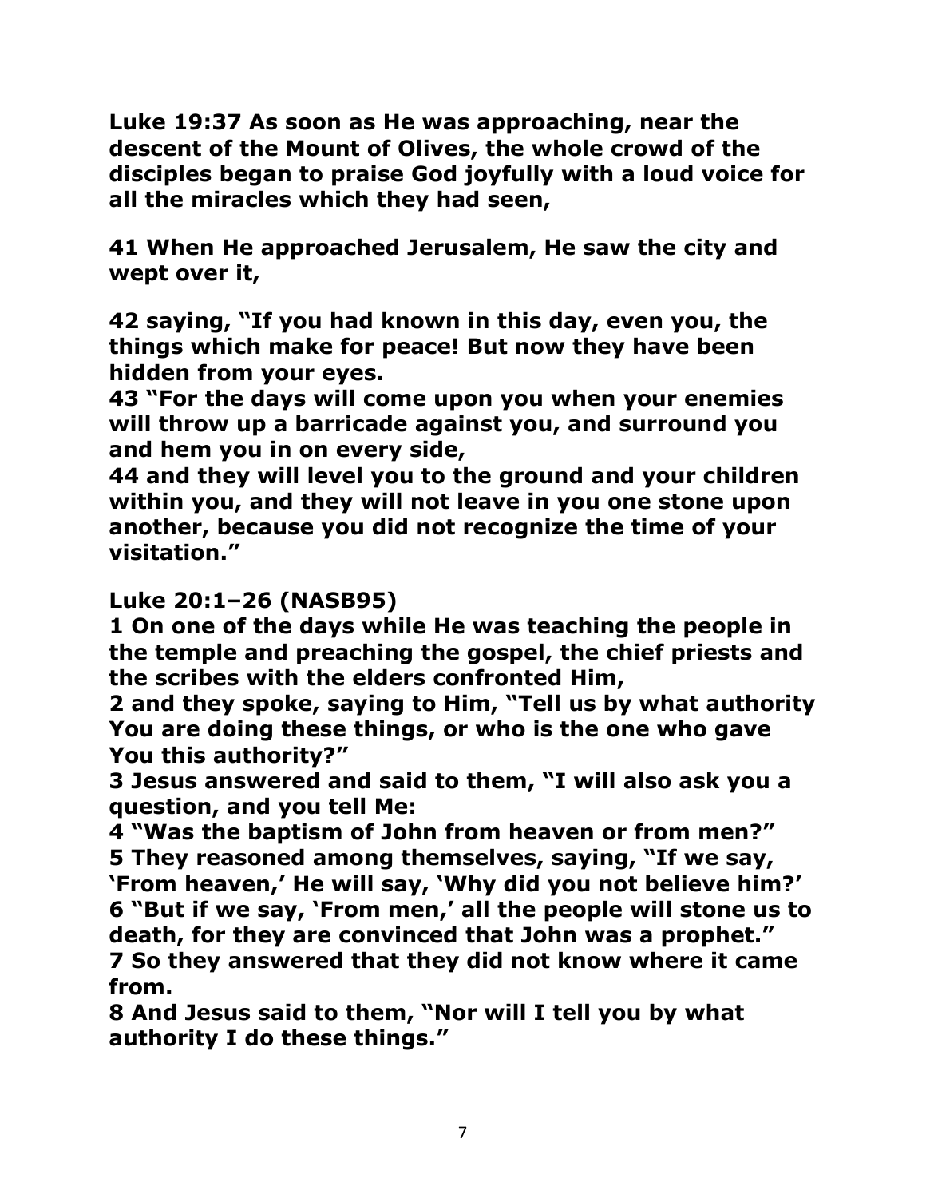**Luke 19:37 As soon as He was approaching, near the descent of the Mount of Olives, the whole crowd of the disciples began to praise God joyfully with a loud voice for all the miracles which they had seen,**

**41 When He approached Jerusalem, He saw the city and wept over it,**

**42 saying, "If you had known in this day, even you, the things which make for peace! But now they have been hidden from your eyes.**
**43 "For the days will come upon you when your enemies will throw up a barricade against you, and surround you and hem you in on every side,**
**44 and they will level you to the ground and your children within you, and they will not leave in you one stone upon another, because you did not recognize the time of your visitation."**

**Luke 20:1–26 (NASB95)**
**1 On one of the days while He was teaching the people in the temple and preaching the gospel, the chief priests and the scribes with the elders confronted Him,**
**2 and they spoke, saying to Him, "Tell us by what authority You are doing these things, or who is the one who gave You this authority?"**
**3 Jesus answered and said to them, "I will also ask you a question, and you tell Me:**
**4 "Was the baptism of John from heaven or from men?"**
**5 They reasoned among themselves, saying, "If we say, 'From heaven,' He will say, 'Why did you not believe him?'**
**6 "But if we say, 'From men,' all the people will stone us to death, for they are convinced that John was a prophet."**
**7 So they answered that they did not know where it came from.**
**8 And Jesus said to them, "Nor will I tell you by what authority I do these things."**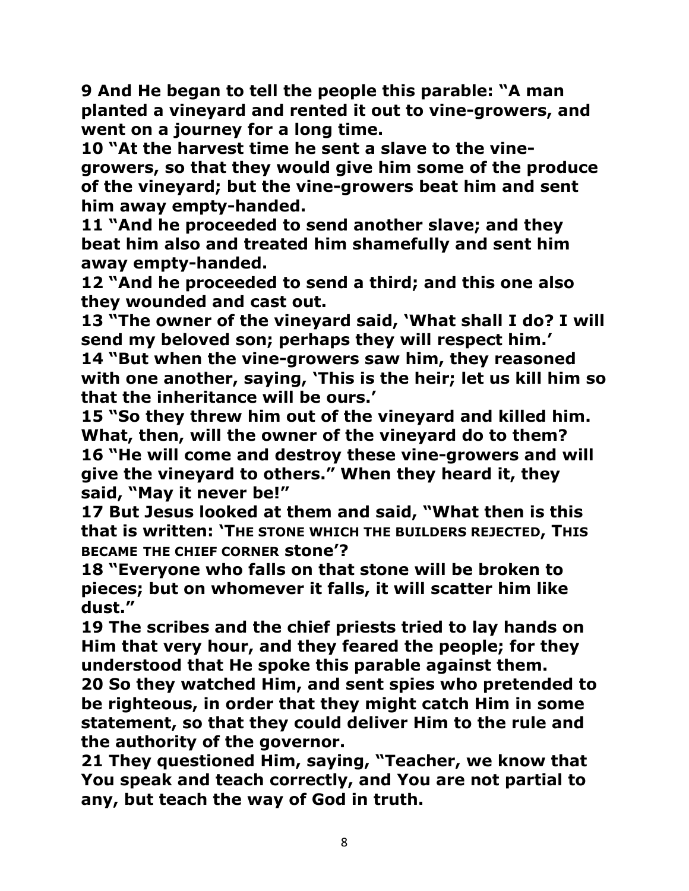**9 And He began to tell the people this parable: "A man planted a vineyard and rented it out to vine-growers, and went on a journey for a long time.**
**10 "At the harvest time he sent a slave to the vine-growers, so that they would give him some of the produce of the vineyard; but the vine-growers beat him and sent him away empty-handed.**
**11 "And he proceeded to send another slave; and they beat him also and treated him shamefully and sent him away empty-handed.**
**12 "And he proceeded to send a third; and this one also they wounded and cast out.**
**13 "The owner of the vineyard said, 'What shall I do? I will send my beloved son; perhaps they will respect him.'**
**14 "But when the vine-growers saw him, they reasoned with one another, saying, 'This is the heir; let us kill him so that the inheritance will be ours.'**
**15 "So they threw him out of the vineyard and killed him. What, then, will the owner of the vineyard do to them?**
**16 "He will come and destroy these vine-growers and will give the vineyard to others." When they heard it, they said, "May it never be!"**
**17 But Jesus looked at them and said, "What then is this that is written: 'THE STONE WHICH THE BUILDERS REJECTED, THIS BECAME THE CHIEF CORNER stone'?**
**18 "Everyone who falls on that stone will be broken to pieces; but on whomever it falls, it will scatter him like dust."**
**19 The scribes and the chief priests tried to lay hands on Him that very hour, and they feared the people; for they understood that He spoke this parable against them.**
**20 So they watched Him, and sent spies who pretended to be righteous, in order that they might catch Him in some statement, so that they could deliver Him to the rule and the authority of the governor.**
**21 They questioned Him, saying, "Teacher, we know that You speak and teach correctly, and You are not partial to any, but teach the way of God in truth.**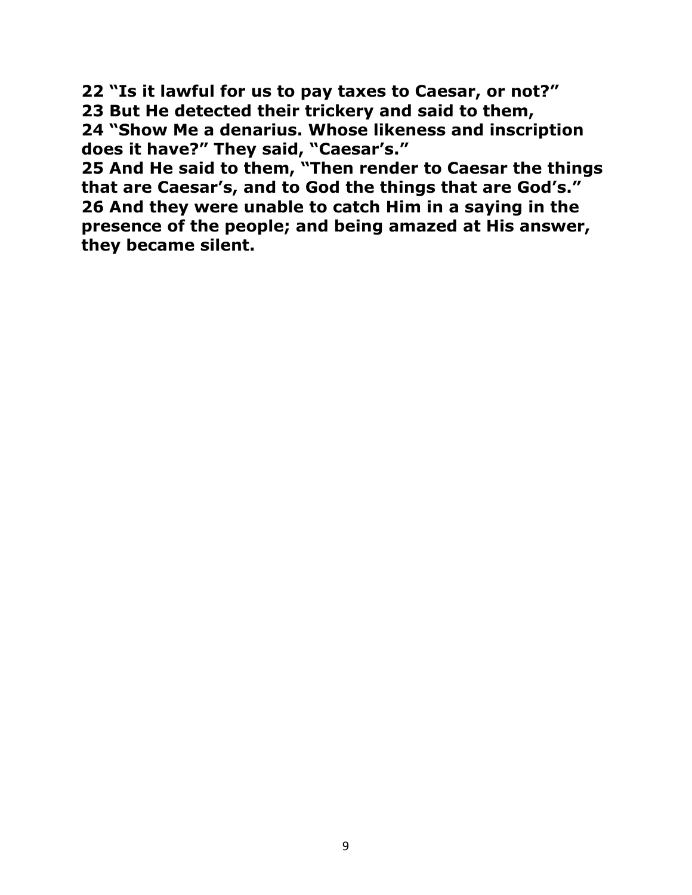**22 "Is it lawful for us to pay taxes to Caesar, or not?"**
**23 But He detected their trickery and said to them,**
**24 "Show Me a denarius. Whose likeness and inscription does it have?" They said, "Caesar's."**
**25 And He said to them, "Then render to Caesar the things that are Caesar's, and to God the things that are God's."**
**26 And they were unable to catch Him in a saying in the presence of the people; and being amazed at His answer, they became silent.**